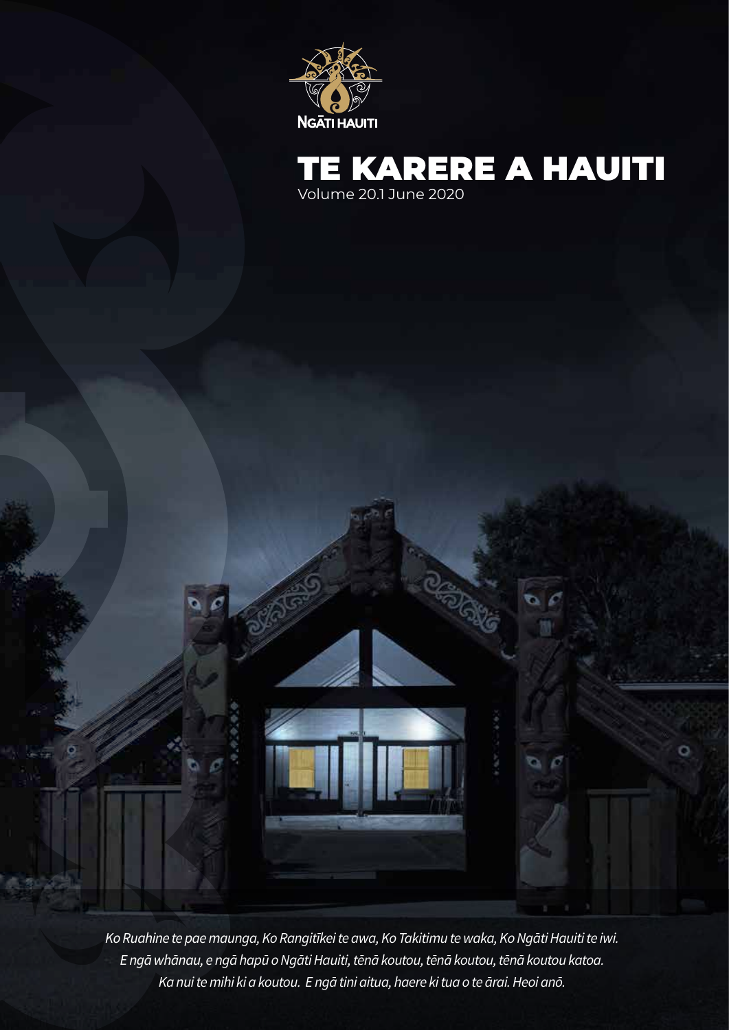NGĀTI HAUITI

# TE KARERE A HAUITI

Volume 20.1 June 2020

*Ko Ruahine te pae maunga, Ko Rangitīkei te awa, Ko Takitimu te waka, Ko Ngāti Hauiti te iwi.*
*E ngā whānau, e ngā hapū o Ngāti Hauiti, tēnā koutou, tēnā koutou, tēnā koutou katoa.*
*Ka nui te mihi ki a koutou. E ngā tini aitua, haere ki tua o te ārai. Heoi anō.*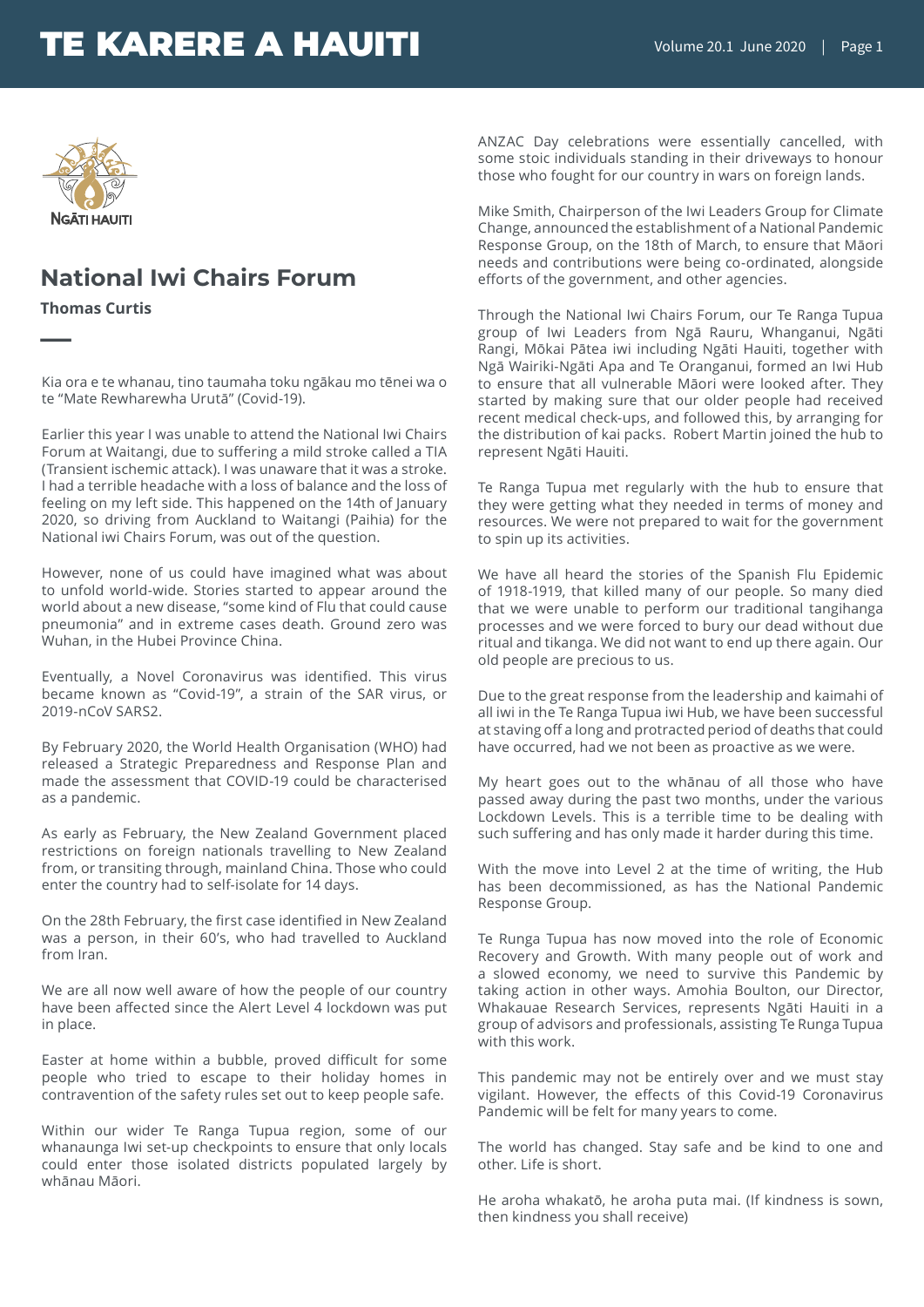## National Iwi Chairs Forum

**Thomas Curtis**

Kia ora e te whanau, tino taumaha toku ngākau mo tēnei wa o te "Mate Rewharewha Urutā" (Covid-19).

Earlier this year I was unable to attend the National Iwi Chairs Forum at Waitangi, due to suffering a mild stroke called a TIA (Transient ischemic attack). I was unaware that it was a stroke. I had a terrible headache with a loss of balance and the loss of feeling on my left side. This happened on the 14th of January 2020, so driving from Auckland to Waitangi (Paihia) for the National iwi Chairs Forum, was out of the question.

However, none of us could have imagined what was about to unfold world-wide. Stories started to appear around the world about a new disease, "some kind of Flu that could cause pneumonia" and in extreme cases death. Ground zero was Wuhan, in the Hubei Province China.

Eventually, a Novel Coronavirus was identified. This virus became known as "Covid-19", a strain of the SAR virus, or 2019-nCoV SARS2.

By February 2020, the World Health Organisation (WHO) had released a Strategic Preparedness and Response Plan and made the assessment that COVID-19 could be characterised as a pandemic.

As early as February, the New Zealand Government placed restrictions on foreign nationals travelling to New Zealand from, or transiting through, mainland China. Those who could enter the country had to self-isolate for 14 days.

On the 28th February, the first case identified in New Zealand was a person, in their 60's, who had travelled to Auckland from Iran.

We are all now well aware of how the people of our country have been affected since the Alert Level 4 lockdown was put in place.

Easter at home within a bubble, proved difficult for some people who tried to escape to their holiday homes in contravention of the safety rules set out to keep people safe.

Within our wider Te Ranga Tupua region, some of our whanaunga Iwi set-up checkpoints to ensure that only locals could enter those isolated districts populated largely by whānau Māori.

ANZAC Day celebrations were essentially cancelled, with some stoic individuals standing in their driveways to honour those who fought for our country in wars on foreign lands.

Mike Smith, Chairperson of the Iwi Leaders Group for Climate Change, announced the establishment of a National Pandemic Response Group, on the 18th of March, to ensure that Māori needs and contributions were being co-ordinated, alongside efforts of the government, and other agencies.

Through the National Iwi Chairs Forum, our Te Ranga Tupua group of Iwi Leaders from Ngā Rauru, Whanganui, Ngāti Rangi, Mōkai Pātea iwi including Ngāti Hauiti, together with Ngā Wairiki-Ngāti Apa and Te Oranganui, formed an Iwi Hub to ensure that all vulnerable Māori were looked after. They started by making sure that our older people had received recent medical check-ups, and followed this, by arranging for the distribution of kai packs. Robert Martin joined the hub to represent Ngāti Hauiti.

Te Ranga Tupua met regularly with the hub to ensure that they were getting what they needed in terms of money and resources. We were not prepared to wait for the government to spin up its activities.

We have all heard the stories of the Spanish Flu Epidemic of 1918-1919, that killed many of our people. So many died that we were unable to perform our traditional tangihanga processes and we were forced to bury our dead without due ritual and tikanga. We did not want to end up there again. Our old people are precious to us.

Due to the great response from the leadership and kaimahi of all iwi in the Te Ranga Tupua iwi Hub, we have been successful at staving off a long and protracted period of deaths that could have occurred, had we not been as proactive as we were.

My heart goes out to the whānau of all those who have passed away during the past two months, under the various Lockdown Levels. This is a terrible time to be dealing with such suffering and has only made it harder during this time.

With the move into Level 2 at the time of writing, the Hub has been decommissioned, as has the National Pandemic Response Group.

Te Runga Tupua has now moved into the role of Economic Recovery and Growth. With many people out of work and a slowed economy, we need to survive this Pandemic by taking action in other ways. Amohia Boulton, our Director, Whakauae Research Services, represents Ngāti Hauiti in a group of advisors and professionals, assisting Te Runga Tupua with this work.

This pandemic may not be entirely over and we must stay vigilant. However, the effects of this Covid-19 Coronavirus Pandemic will be felt for many years to come.

The world has changed. Stay safe and be kind to one and other. Life is short.

He aroha whakatō, he aroha puta mai. (If kindness is sown, then kindness you shall receive)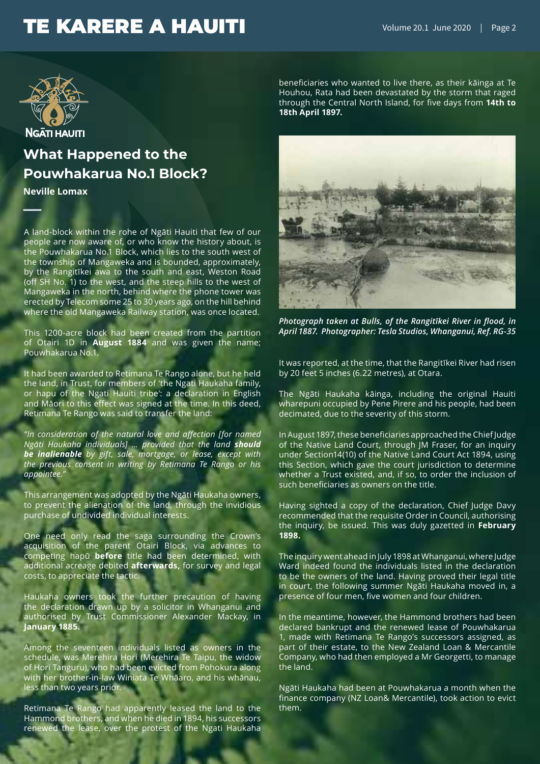# What Happened to the Pouwhakarua No.1 Block?

**Neville Lomax**

A land-block within the rohe of Ngāti Hauiti that few of our people are now aware of, or who know the history about, is the Pouwhakarua No.1 Block, which lies to the south west of the township of Mangaweka and is bounded, approximately, by the Rangitīkei awa to the south and east, Weston Road (off SH No. 1) to the west, and the steep hills to the west of Mangaweka in the north, behind where the phone tower was erected by Telecom some 25 to 30 years ago, on the hill behind where the old Mangaweka Railway station, was once located.

This 1200-acre block had been created from the partition of Otairi 1D in **August 1884** and was given the name; Pouwhakarua No.1.

It had been awarded to Retimana Te Rango alone, but he held the land, in Trust, for members of 'the Ngati Haukaha family, or hapu of the Ngati Hauiti tribe': a declaration in English and Māori to this effect was signed at the time. In this deed, Retimana Te Rango was said to transfer the land:

*"In consideration of the natural love and affection [for named Ngāti Haukaha individuals] … provided that the land* ***should be inalienable*** *by gift, sale, mortgage, or lease, except with the previous consent in writing by Retimana Te Rango or his appointee."*

This arrangement was adopted by the Ngāti Haukaha owners, to prevent the alienation of the land, through the invidious purchase of undivided individual interests.

One need only read the saga surrounding the Crown's acquisition of the parent Otairi Block, via advances to competing hapū **before** title had been determined, with additional acreage debited **afterwards,** for survey and legal costs, to appreciate the tactic.

Haukaha owners took the further precaution of having the declaration drawn up by a solicitor in Whanganui and authorised by Trust Commissioner Alexander Mackay, in **January 1885.**

Among the seventeen individuals listed as owners in the schedule, was Merehira Hori (Merehira Te Taipu, the widow of Hori Tanguru), who had been evicted from Pohokura along with her brother-in-law Winiata Te Whāaro, and his whānau, less than two years prior.

Retimana Te Rango had apparently leased the land to the Hammond brothers, and when he died in 1894, his successors renewed the lease, over the protest of the Ngati Haukaha beneficiaries who wanted to live there, as their kāinga at Te Houhou, Rata had been devastated by the storm that raged through the Central North Island, for five days from **14th to 18th April 1897.**

*Photograph taken at Bulls, of the Rangitīkei River in flood, in April 1887. Photographer: Tesla Studios, Whanganui, Ref. RG-35*

It was reported, at the time, that the Rangitīkei River had risen by 20 feet 5 inches (6.22 metres), at Otara.

The Ngāti Haukaha kāinga, including the original Hauiti wharepuni occupied by Pene Pirere and his people, had been decimated, due to the severity of this storm.

In August 1897, these beneficiaries approached the Chief Judge of the Native Land Court, through JM Fraser, for an inquiry under Section14(10) of the Native Land Court Act 1894, using this Section, which gave the court jurisdiction to determine whether a Trust existed, and, if so, to order the inclusion of such beneficiaries as owners on the title.

Having sighted a copy of the declaration, Chief Judge Davy recommended that the requisite Order in Council, authorising the inquiry, be issued. This was duly gazetted in **February 1898.**

The inquiry went ahead in July 1898 at Whanganui, where Judge Ward indeed found the individuals listed in the declaration to be the owners of the land. Having proved their legal title in court, the following summer Ngāti Haukaha moved in, a presence of four men, five women and four children.

In the meantime, however, the Hammond brothers had been declared bankrupt and the renewed lease of Pouwhakarua 1, made with Retimana Te Rango's successors assigned, as part of their estate, to the New Zealand Loan & Mercantile Company, who had then employed a Mr Georgetti, to manage the land.

Ngāti Haukaha had been at Pouwhakarua a month when the finance company (NZ Loan& Mercantile), took action to evict them.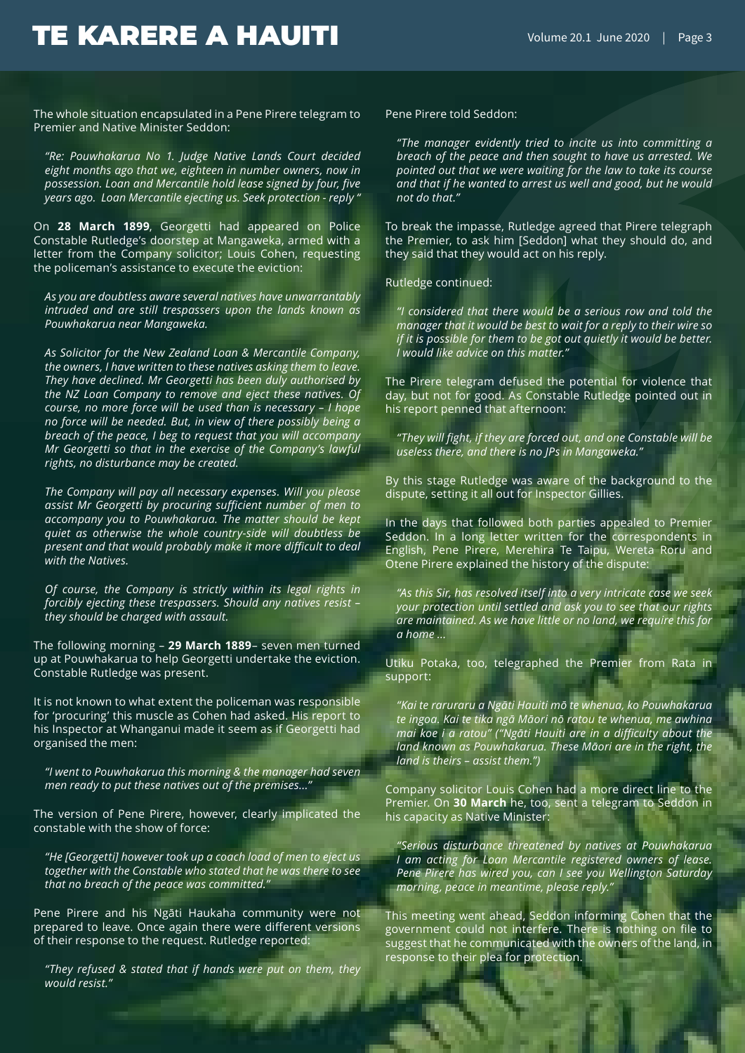The whole situation encapsulated in a Pene Pirere telegram to Premier and Native Minister Seddon:

> *"Re: Pouwhakarua No 1. Judge Native Lands Court decided eight months ago that we, eighteen in number owners, now in possession. Loan and Mercantile hold lease signed by four, five years ago. Loan Mercantile ejecting us. Seek protection - reply "*

On **28 March 1899**, Georgetti had appeared on Police Constable Rutledge's doorstep at Mangaweka, armed with a letter from the Company solicitor; Louis Cohen, requesting the policeman's assistance to execute the eviction:

> *As you are doubtless aware several natives have unwarrantably intruded and are still trespassers upon the lands known as Pouwhakarua near Mangaweka.*
>
> *As Solicitor for the New Zealand Loan & Mercantile Company, the owners, I have written to these natives asking them to leave. They have declined. Mr Georgetti has been duly authorised by the NZ Loan Company to remove and eject these natives. Of course, no more force will be used than is necessary – I hope no force will be needed. But, in view of there possibly being a breach of the peace, I beg to request that you will accompany Mr Georgetti so that in the exercise of the Company's lawful rights, no disturbance may be created.*
>
> *The Company will pay all necessary expenses. Will you please assist Mr Georgetti by procuring sufficient number of men to accompany you to Pouwhakarua. The matter should be kept quiet as otherwise the whole country-side will doubtless be present and that would probably make it more difficult to deal with the Natives.*
>
> *Of course, the Company is strictly within its legal rights in forcibly ejecting these trespassers. Should any natives resist – they should be charged with assault.*

The following morning – **29 March 1889**– seven men turned up at Pouwhakarua to help Georgetti undertake the eviction. Constable Rutledge was present.

It is not known to what extent the policeman was responsible for 'procuring' this muscle as Cohen had asked. His report to his Inspector at Whanganui made it seem as if Georgetti had organised the men:

> *"I went to Pouwhakarua this morning & the manager had seven men ready to put these natives out of the premises..."*

The version of Pene Pirere, however, clearly implicated the constable with the show of force:

> *"He [Georgetti] however took up a coach load of men to eject us together with the Constable who stated that he was there to see that no breach of the peace was committed."*

Pene Pirere and his Ngāti Haukaha community were not prepared to leave. Once again there were different versions of their response to the request. Rutledge reported:

> *"They refused & stated that if hands were put on them, they would resist."*

Pene Pirere told Seddon:

> *"The manager evidently tried to incite us into committing a breach of the peace and then sought to have us arrested. We pointed out that we were waiting for the law to take its course and that if he wanted to arrest us well and good, but he would not do that."*

To break the impasse, Rutledge agreed that Pirere telegraph the Premier, to ask him [Seddon] what they should do, and they said that they would act on his reply.

Rutledge continued:

> *"I considered that there would be a serious row and told the manager that it would be best to wait for a reply to their wire so if it is possible for them to be got out quietly it would be better. I would like advice on this matter."*

The Pirere telegram defused the potential for violence that day, but not for good. As Constable Rutledge pointed out in his report penned that afternoon:

> *"They will fight, if they are forced out, and one Constable will be useless there, and there is no JPs in Mangaweka."*

By this stage Rutledge was aware of the background to the dispute, setting it all out for Inspector Gillies.

In the days that followed both parties appealed to Premier Seddon. In a long letter written for the correspondents in English, Pene Pirere, Merehira Te Taipu, Wereta Roru and Otene Pirere explained the history of the dispute:

> *"As this Sir, has resolved itself into a very intricate case we seek your protection until settled and ask you to see that our rights are maintained. As we have little or no land, we require this for a home ...*

Utiku Potaka, too, telegraphed the Premier from Rata in support:

> *"Kai te raruraru a Ngāti Hauiti mō te whenua, ko Pouwhakarua te ingoa. Kai te tika ngā Māori nō ratou te whenua, me awhina mai koe i a ratou" ("Ngāti Hauiti are in a difficulty about the land known as Pouwhakarua. These Māori are in the right, the land is theirs – assist them.")*

Company solicitor Louis Cohen had a more direct line to the Premier. On **30 March** he, too, sent a telegram to Seddon in his capacity as Native Minister:

> *"Serious disturbance threatened by natives at Pouwhakarua I am acting for Loan Mercantile registered owners of lease. Pene Pirere has wired you, can I see you Wellington Saturday morning, peace in meantime, please reply."*

This meeting went ahead, Seddon informing Cohen that the government could not interfere. There is nothing on file to suggest that he communicated with the owners of the land, in response to their plea for protection.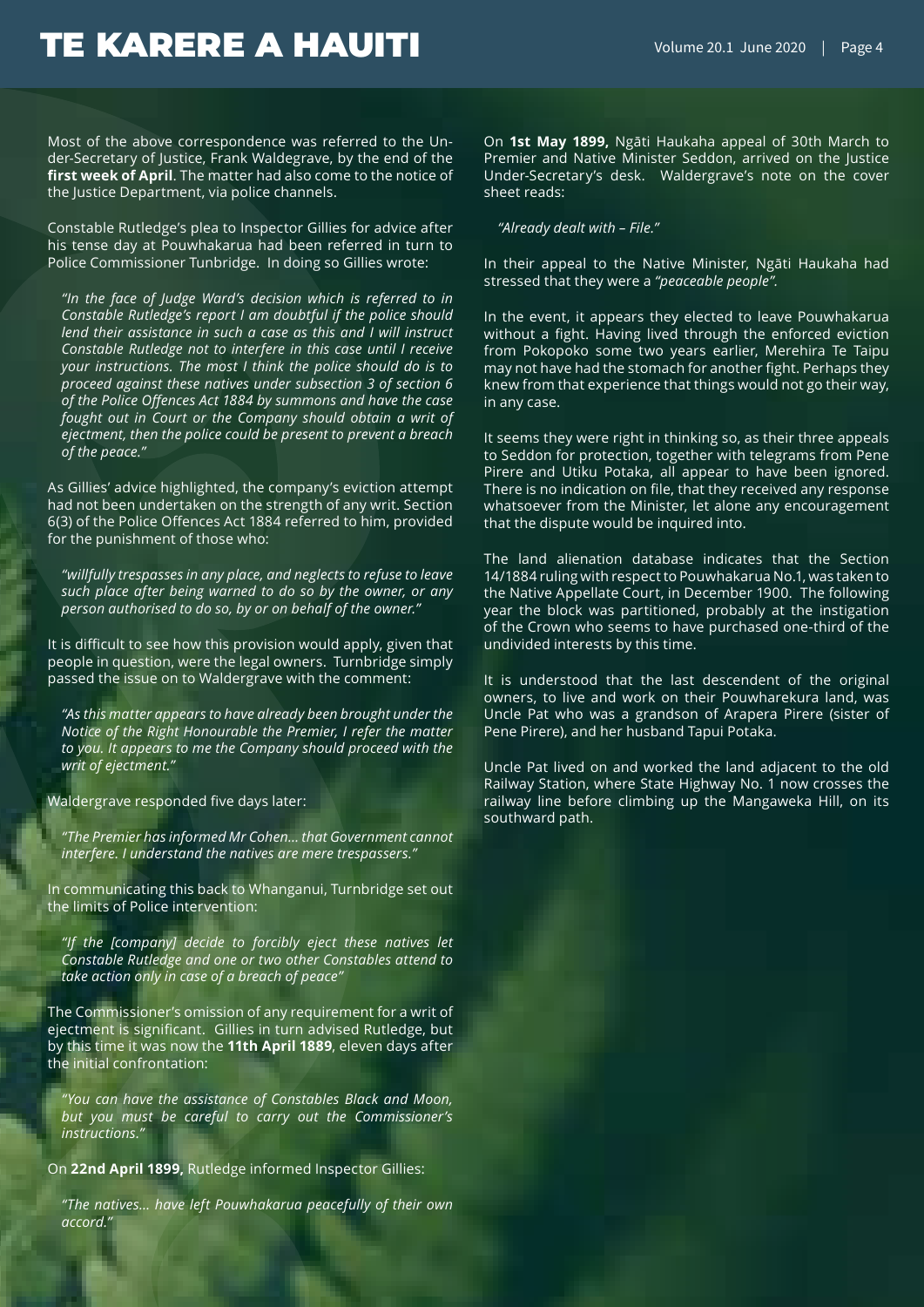Most of the above correspondence was referred to the Under-Secretary of Justice, Frank Waldegrave, by the end of the **first week of April**. The matter had also come to the notice of the Justice Department, via police channels.

Constable Rutledge's plea to Inspector Gillies for advice after his tense day at Pouwhakarua had been referred in turn to Police Commissioner Tunbridge. In doing so Gillies wrote:

> *"In the face of Judge Ward's decision which is referred to in Constable Rutledge's report I am doubtful if the police should lend their assistance in such a case as this and I will instruct Constable Rutledge not to interfere in this case until I receive your instructions. The most I think the police should do is to proceed against these natives under subsection 3 of section 6 of the Police Offences Act 1884 by summons and have the case fought out in Court or the Company should obtain a writ of ejectment, then the police could be present to prevent a breach of the peace."*

As Gillies' advice highlighted, the company's eviction attempt had not been undertaken on the strength of any writ. Section 6(3) of the Police Offences Act 1884 referred to him, provided for the punishment of those who:

> *"willfully trespasses in any place, and neglects to refuse to leave such place after being warned to do so by the owner, or any person authorised to do so, by or on behalf of the owner."*

It is difficult to see how this provision would apply, given that people in question, were the legal owners. Turnbridge simply passed the issue on to Waldergrave with the comment:

> *"As this matter appears to have already been brought under the Notice of the Right Honourable the Premier, I refer the matter to you. It appears to me the Company should proceed with the writ of ejectment."*

Waldergrave responded five days later:

> *"The Premier has informed Mr Cohen... that Government cannot interfere. I understand the natives are mere trespassers."*

In communicating this back to Whanganui, Turnbridge set out the limits of Police intervention:

> *"If the [company] decide to forcibly eject these natives let Constable Rutledge and one or two other Constables attend to take action only in case of a breach of peace"*

The Commissioner's omission of any requirement for a writ of ejectment is significant. Gillies in turn advised Rutledge, but by this time it was now the **11th April 1889**, eleven days after the initial confrontation:

> *"You can have the assistance of Constables Black and Moon, but you must be careful to carry out the Commissioner's instructions."*

On **22nd April 1899,** Rutledge informed Inspector Gillies:

> *"The natives... have left Pouwhakarua peacefully of their own accord."*

On **1st May 1899,** Ngāti Haukaha appeal of 30th March to Premier and Native Minister Seddon, arrived on the Justice Under-Secretary's desk. Waldergrave's note on the cover sheet reads:

> *"Already dealt with – File."*

In their appeal to the Native Minister, Ngāti Haukaha had stressed that they were a *"peaceable people".*

In the event, it appears they elected to leave Pouwhakarua without a fight. Having lived through the enforced eviction from Pokopoko some two years earlier, Merehira Te Taipu may not have had the stomach for another fight. Perhaps they knew from that experience that things would not go their way, in any case.

It seems they were right in thinking so, as their three appeals to Seddon for protection, together with telegrams from Pene Pirere and Utiku Potaka, all appear to have been ignored. There is no indication on file, that they received any response whatsoever from the Minister, let alone any encouragement that the dispute would be inquired into.

The land alienation database indicates that the Section 14/1884 ruling with respect to Pouwhakarua No.1, was taken to the Native Appellate Court, in December 1900. The following year the block was partitioned, probably at the instigation of the Crown who seems to have purchased one-third of the undivided interests by this time.

It is understood that the last descendent of the original owners, to live and work on their Pouwharekura land, was Uncle Pat who was a grandson of Arapera Pirere (sister of Pene Pirere), and her husband Tapui Potaka.

Uncle Pat lived on and worked the land adjacent to the old Railway Station, where State Highway No. 1 now crosses the railway line before climbing up the Mangaweka Hill, on its southward path.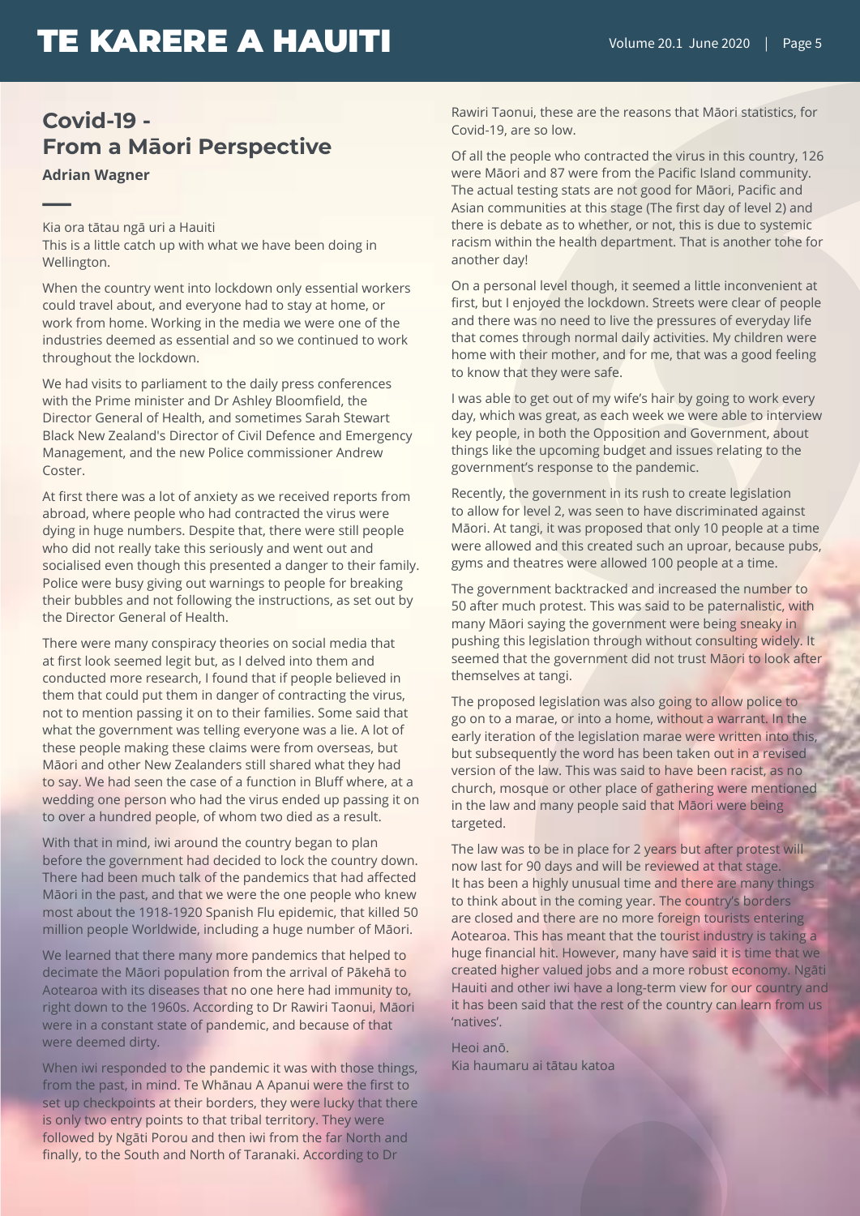# Covid-19 - From a Māori Perspective

**Adrian Wagner**

Kia ora tātau ngā uri a Hauiti
This is a little catch up with what we have been doing in Wellington.

When the country went into lockdown only essential workers could travel about, and everyone had to stay at home, or work from home. Working in the media we were one of the industries deemed as essential and so we continued to work throughout the lockdown.

We had visits to parliament to the daily press conferences with the Prime minister and Dr Ashley Bloomfield, the Director General of Health, and sometimes Sarah Stewart Black New Zealand's Director of Civil Defence and Emergency Management, and the new Police commissioner Andrew Coster.

At first there was a lot of anxiety as we received reports from abroad, where people who had contracted the virus were dying in huge numbers. Despite that, there were still people who did not really take this seriously and went out and socialised even though this presented a danger to their family. Police were busy giving out warnings to people for breaking their bubbles and not following the instructions, as set out by the Director General of Health.

There were many conspiracy theories on social media that at first look seemed legit but, as I delved into them and conducted more research, I found that if people believed in them that could put them in danger of contracting the virus, not to mention passing it on to their families. Some said that what the government was telling everyone was a lie. A lot of these people making these claims were from overseas, but Māori and other New Zealanders still shared what they had to say. We had seen the case of a function in Bluff where, at a wedding one person who had the virus ended up passing it on to over a hundred people, of whom two died as a result.

With that in mind, iwi around the country began to plan before the government had decided to lock the country down. There had been much talk of the pandemics that had affected Māori in the past, and that we were the one people who knew most about the 1918-1920 Spanish Flu epidemic, that killed 50 million people Worldwide, including a huge number of Māori.

We learned that there many more pandemics that helped to decimate the Māori population from the arrival of Pākehā to Aotearoa with its diseases that no one here had immunity to, right down to the 1960s. According to Dr Rawiri Taonui, Māori were in a constant state of pandemic, and because of that were deemed dirty.

When iwi responded to the pandemic it was with those things, from the past, in mind. Te Whānau A Apanui were the first to set up checkpoints at their borders, they were lucky that there is only two entry points to that tribal territory. They were followed by Ngāti Porou and then iwi from the far North and finally, to the South and North of Taranaki. According to Dr Rawiri Taonui, these are the reasons that Māori statistics, for Covid-19, are so low.

Of all the people who contracted the virus in this country, 126 were Māori and 87 were from the Pacific Island community. The actual testing stats are not good for Māori, Pacific and Asian communities at this stage (The first day of level 2) and there is debate as to whether, or not, this is due to systemic racism within the health department. That is another tohe for another day!

On a personal level though, it seemed a little inconvenient at first, but I enjoyed the lockdown. Streets were clear of people and there was no need to live the pressures of everyday life that comes through normal daily activities. My children were home with their mother, and for me, that was a good feeling to know that they were safe.

I was able to get out of my wife's hair by going to work every day, which was great, as each week we were able to interview key people, in both the Opposition and Government, about things like the upcoming budget and issues relating to the government's response to the pandemic.

Recently, the government in its rush to create legislation to allow for level 2, was seen to have discriminated against Māori. At tangi, it was proposed that only 10 people at a time were allowed and this created such an uproar, because pubs, gyms and theatres were allowed 100 people at a time.

The government backtracked and increased the number to 50 after much protest. This was said to be paternalistic, with many Māori saying the government were being sneaky in pushing this legislation through without consulting widely. It seemed that the government did not trust Māori to look after themselves at tangi.

The proposed legislation was also going to allow police to go on to a marae, or into a home, without a warrant. In the early iteration of the legislation marae were written into this, but subsequently the word has been taken out in a revised version of the law. This was said to have been racist, as no church, mosque or other place of gathering were mentioned in the law and many people said that Māori were being targeted.

The law was to be in place for 2 years but after protest will now last for 90 days and will be reviewed at that stage.
It has been a highly unusual time and there are many things to think about in the coming year. The country's borders are closed and there are no more foreign tourists entering Aotearoa. This has meant that the tourist industry is taking a huge financial hit. However, many have said it is time that we created higher valued jobs and a more robust economy. Ngāti Hauiti and other iwi have a long-term view for our country and it has been said that the rest of the country can learn from us 'natives'.

Heoi anō.
Kia haumaru ai tātau katoa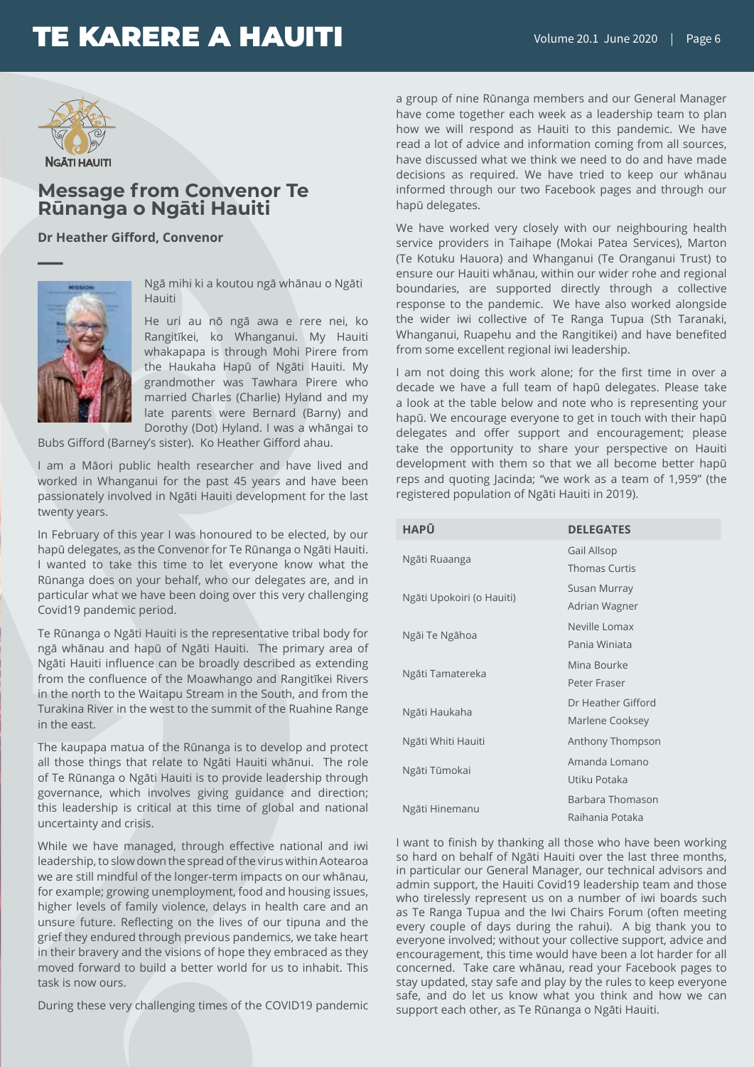NGĀTI HAUITI

## Message from Convenor Te Rūnanga o Ngāti Hauiti

**Dr Heather Gifford, Convenor**

Ngā mihi ki a koutou ngā whānau o Ngāti Hauiti

He uri au nō ngā awa e rere nei, ko Rangitīkei, ko Whanganui. My Hauiti whakapapa is through Mohi Pirere from the Haukaha Hapū of Ngāti Hauiti. My grandmother was Tawhara Pirere who married Charles (Charlie) Hyland and my late parents were Bernard (Barny) and Dorothy (Dot) Hyland. I was a whāngai to Bubs Gifford (Barney's sister). Ko Heather Gifford ahau.

I am a Māori public health researcher and have lived and worked in Whanganui for the past 45 years and have been passionately involved in Ngāti Hauiti development for the last twenty years.

In February of this year I was honoured to be elected, by our hapū delegates, as the Convenor for Te Rūnanga o Ngāti Hauiti. I wanted to take this time to let everyone know what the Rūnanga does on your behalf, who our delegates are, and in particular what we have been doing over this very challenging Covid19 pandemic period.

Te Rūnanga o Ngāti Hauiti is the representative tribal body for ngā whānau and hapū of Ngāti Hauiti. The primary area of Ngāti Hauiti influence can be broadly described as extending from the confluence of the Moawhango and Rangitīkei Rivers in the north to the Waitapu Stream in the South, and from the Turakina River in the west to the summit of the Ruahine Range in the east.

The kaupapa matua of the Rūnanga is to develop and protect all those things that relate to Ngāti Hauiti whānui. The role of Te Rūnanga o Ngāti Hauiti is to provide leadership through governance, which involves giving guidance and direction; this leadership is critical at this time of global and national uncertainty and crisis.

While we have managed, through effective national and iwi leadership, to slow down the spread of the virus within Aotearoa we are still mindful of the longer-term impacts on our whānau, for example; growing unemployment, food and housing issues, higher levels of family violence, delays in health care and an unsure future. Reflecting on the lives of our tipuna and the grief they endured through previous pandemics, we take heart in their bravery and the visions of hope they embraced as they moved forward to build a better world for us to inhabit. This task is now ours.

During these very challenging times of the COVID19 pandemic a group of nine Rūnanga members and our General Manager have come together each week as a leadership team to plan how we will respond as Hauiti to this pandemic. We have read a lot of advice and information coming from all sources, have discussed what we think we need to do and have made decisions as required. We have tried to keep our whānau informed through our two Facebook pages and through our hapū delegates.

We have worked very closely with our neighbouring health service providers in Taihape (Mokai Patea Services), Marton (Te Kotuku Hauora) and Whanganui (Te Oranganui Trust) to ensure our Hauiti whānau, within our wider rohe and regional boundaries, are supported directly through a collective response to the pandemic. We have also worked alongside the wider iwi collective of Te Ranga Tupua (Sth Taranaki, Whanganui, Ruapehu and the Rangitikei) and have benefited from some excellent regional iwi leadership.

I am not doing this work alone; for the first time in over a decade we have a full team of hapū delegates. Please take a look at the table below and note who is representing your hapū. We encourage everyone to get in touch with their hapū delegates and offer support and encouragement; please take the opportunity to share your perspective on Hauiti development with them so that we all become better hapū reps and quoting Jacinda; "we work as a team of 1,959" (the registered population of Ngāti Hauiti in 2019).

| HAPŪ | DELEGATES |
|---|---|
| Ngāti Ruaanga | Gail Allsop<br>Thomas Curtis |
| Ngāti Upokoiri (o Hauiti) | Susan Murray<br>Adrian Wagner |
| Ngāi Te Ngāhoa | Neville Lomax<br>Pania Winiata |
| Ngāti Tamatereka | Mina Bourke<br>Peter Fraser |
| Ngāti Haukaha | Dr Heather Gifford<br>Marlene Cooksey |
| Ngāti Whiti Hauiti | Anthony Thompson |
| Ngāti Tūmokai | Amanda Lomano<br>Utiku Potaka |
| Ngāti Hinemanu | Barbara Thomason<br>Raihania Potaka |

I want to finish by thanking all those who have been working so hard on behalf of Ngāti Hauiti over the last three months, in particular our General Manager, our technical advisors and admin support, the Hauiti Covid19 leadership team and those who tirelessly represent us on a number of iwi boards such as Te Ranga Tupua and the Iwi Chairs Forum (often meeting every couple of days during the rahui). A big thank you to everyone involved; without your collective support, advice and encouragement, this time would have been a lot harder for all concerned. Take care whānau, read your Facebook pages to stay updated, stay safe and play by the rules to keep everyone safe, and do let us know what you think and how we can support each other, as Te Rūnanga o Ngāti Hauiti.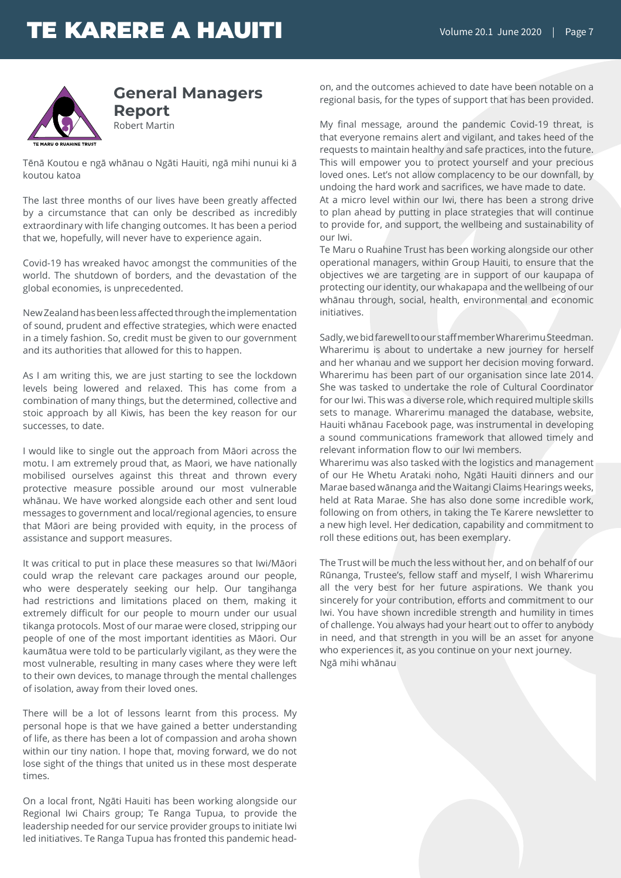## General Managers Report

Robert Martin

Tēnā Koutou e ngā whānau o Ngāti Hauiti, ngā mihi nunui ki ā koutou katoa

The last three months of our lives have been greatly affected by a circumstance that can only be described as incredibly extraordinary with life changing outcomes. It has been a period that we, hopefully, will never have to experience again.

Covid-19 has wreaked havoc amongst the communities of the world. The shutdown of borders, and the devastation of the global economies, is unprecedented.

New Zealand has been less affected through the implementation of sound, prudent and effective strategies, which were enacted in a timely fashion. So, credit must be given to our government and its authorities that allowed for this to happen.

As I am writing this, we are just starting to see the lockdown levels being lowered and relaxed. This has come from a combination of many things, but the determined, collective and stoic approach by all Kiwis, has been the key reason for our successes, to date.

I would like to single out the approach from Māori across the motu. I am extremely proud that, as Maori, we have nationally mobilised ourselves against this threat and thrown every protective measure possible around our most vulnerable whānau. We have worked alongside each other and sent loud messages to government and local/regional agencies, to ensure that Māori are being provided with equity, in the process of assistance and support measures.

It was critical to put in place these measures so that Iwi/Māori could wrap the relevant care packages around our people, who were desperately seeking our help. Our tangihanga had restrictions and limitations placed on them, making it extremely difficult for our people to mourn under our usual tikanga protocols. Most of our marae were closed, stripping our people of one of the most important identities as Māori. Our kaumātua were told to be particularly vigilant, as they were the most vulnerable, resulting in many cases where they were left to their own devices, to manage through the mental challenges of isolation, away from their loved ones.

There will be a lot of lessons learnt from this process. My personal hope is that we have gained a better understanding of life, as there has been a lot of compassion and aroha shown within our tiny nation. I hope that, moving forward, we do not lose sight of the things that united us in these most desperate times.

On a local front, Ngāti Hauiti has been working alongside our Regional Iwi Chairs group; Te Ranga Tupua, to provide the leadership needed for our service provider groups to initiate Iwi led initiatives. Te Ranga Tupua has fronted this pandemic head-on, and the outcomes achieved to date have been notable on a regional basis, for the types of support that has been provided.

My final message, around the pandemic Covid-19 threat, is that everyone remains alert and vigilant, and takes heed of the requests to maintain healthy and safe practices, into the future. This will empower you to protect yourself and your precious loved ones. Let's not allow complacency to be our downfall, by undoing the hard work and sacrifices, we have made to date.
At a micro level within our Iwi, there has been a strong drive to plan ahead by putting in place strategies that will continue to provide for, and support, the wellbeing and sustainability of our Iwi.
Te Maru o Ruahine Trust has been working alongside our other operational managers, within Group Hauiti, to ensure that the objectives we are targeting are in support of our kaupapa of protecting our identity, our whakapapa and the wellbeing of our whānau through, social, health, environmental and economic initiatives.

Sadly, we bid farewell to our staff member Wharerimu Steedman. Wharerimu is about to undertake a new journey for herself and her whanau and we support her decision moving forward. Wharerimu has been part of our organisation since late 2014. She was tasked to undertake the role of Cultural Coordinator for our Iwi. This was a diverse role, which required multiple skills sets to manage. Wharerimu managed the database, website, Hauiti whānau Facebook page, was instrumental in developing a sound communications framework that allowed timely and relevant information flow to our Iwi members.
Wharerimu was also tasked with the logistics and management of our He Whetu Arataki noho, Ngāti Hauiti dinners and our Marae based wānanga and the Waitangi Claims Hearings weeks, held at Rata Marae. She has also done some incredible work, following on from others, in taking the Te Karere newsletter to a new high level. Her dedication, capability and commitment to roll these editions out, has been exemplary.

The Trust will be much the less without her, and on behalf of our Rūnanga, Trustee's, fellow staff and myself, I wish Wharerimu all the very best for her future aspirations. We thank you sincerely for your contribution, efforts and commitment to our Iwi. You have shown incredible strength and humility in times of challenge. You always had your heart out to offer to anybody in need, and that strength in you will be an asset for anyone who experiences it, as you continue on your next journey.
Ngā mihi whānau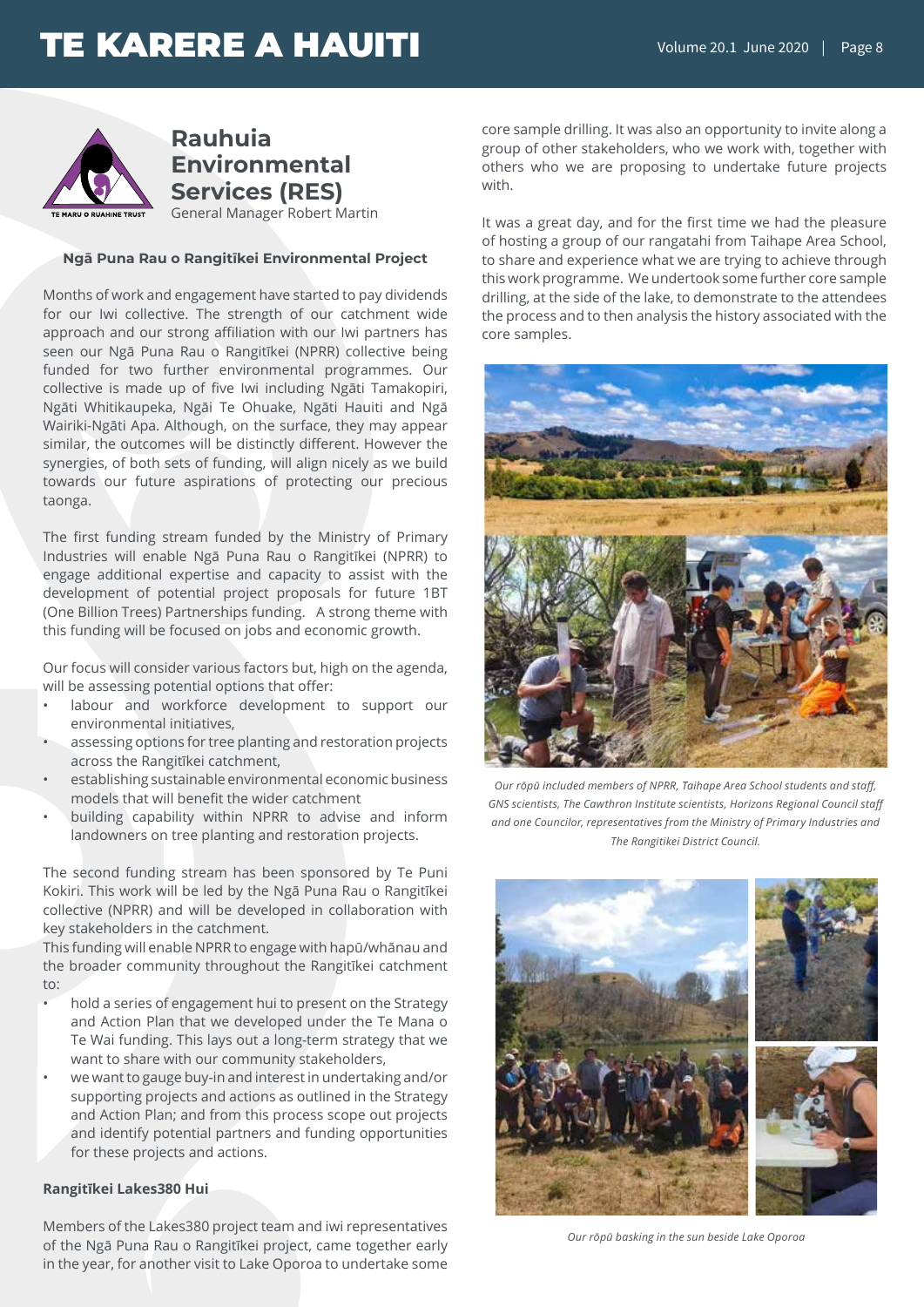## Rauhuia Environmental Services (RES)

General Manager Robert Martin

### Ngā Puna Rau o Rangitīkei Environmental Project

Months of work and engagement have started to pay dividends for our Iwi collective. The strength of our catchment wide approach and our strong affiliation with our Iwi partners has seen our Ngā Puna Rau o Rangitīkei (NPRR) collective being funded for two further environmental programmes. Our collective is made up of five Iwi including Ngāti Tamakopiri, Ngāti Whitikaupeka, Ngāi Te Ohuake, Ngāti Hauiti and Ngā Wairiki-Ngāti Apa. Although, on the surface, they may appear similar, the outcomes will be distinctly different. However the synergies, of both sets of funding, will align nicely as we build towards our future aspirations of protecting our precious taonga.

The first funding stream funded by the Ministry of Primary Industries will enable Ngā Puna Rau o Rangitīkei (NPRR) to engage additional expertise and capacity to assist with the development of potential project proposals for future 1BT (One Billion Trees) Partnerships funding. A strong theme with this funding will be focused on jobs and economic growth.

Our focus will consider various factors but, high on the agenda, will be assessing potential options that offer:

- labour and workforce development to support our environmental initiatives,
- assessing options for tree planting and restoration projects across the Rangitīkei catchment,
- establishing sustainable environmental economic business models that will benefit the wider catchment
- building capability within NPRR to advise and inform landowners on tree planting and restoration projects.

The second funding stream has been sponsored by Te Puni Kokiri. This work will be led by the Ngā Puna Rau o Rangitīkei collective (NPRR) and will be developed in collaboration with key stakeholders in the catchment.

This funding will enable NPRR to engage with hapū/whānau and the broader community throughout the Rangitīkei catchment to:

- hold a series of engagement hui to present on the Strategy and Action Plan that we developed under the Te Mana o Te Wai funding. This lays out a long-term strategy that we want to share with our community stakeholders,
- we want to gauge buy-in and interest in undertaking and/or supporting projects and actions as outlined in the Strategy and Action Plan; and from this process scope out projects and identify potential partners and funding opportunities for these projects and actions.

### Rangitīkei Lakes380 Hui

Members of the Lakes380 project team and iwi representatives of the Ngā Puna Rau o Rangitīkei project, came together early in the year, for another visit to Lake Oporoa to undertake some core sample drilling. It was also an opportunity to invite along a group of other stakeholders, who we work with, together with others who we are proposing to undertake future projects with.

It was a great day, and for the first time we had the pleasure of hosting a group of our rangatahi from Taihape Area School, to share and experience what we are trying to achieve through this work programme. We undertook some further core sample drilling, at the side of the lake, to demonstrate to the attendees the process and to then analysis the history associated with the core samples.

*Our rōpū included members of NPRR, Taihape Area School students and staff, GNS scientists, The Cawthron Institute scientists, Horizons Regional Council staff and one Councilor, representatives from the Ministry of Primary Industries and The Rangitikei District Council.*

*Our rōpū basking in the sun beside Lake Oporoa*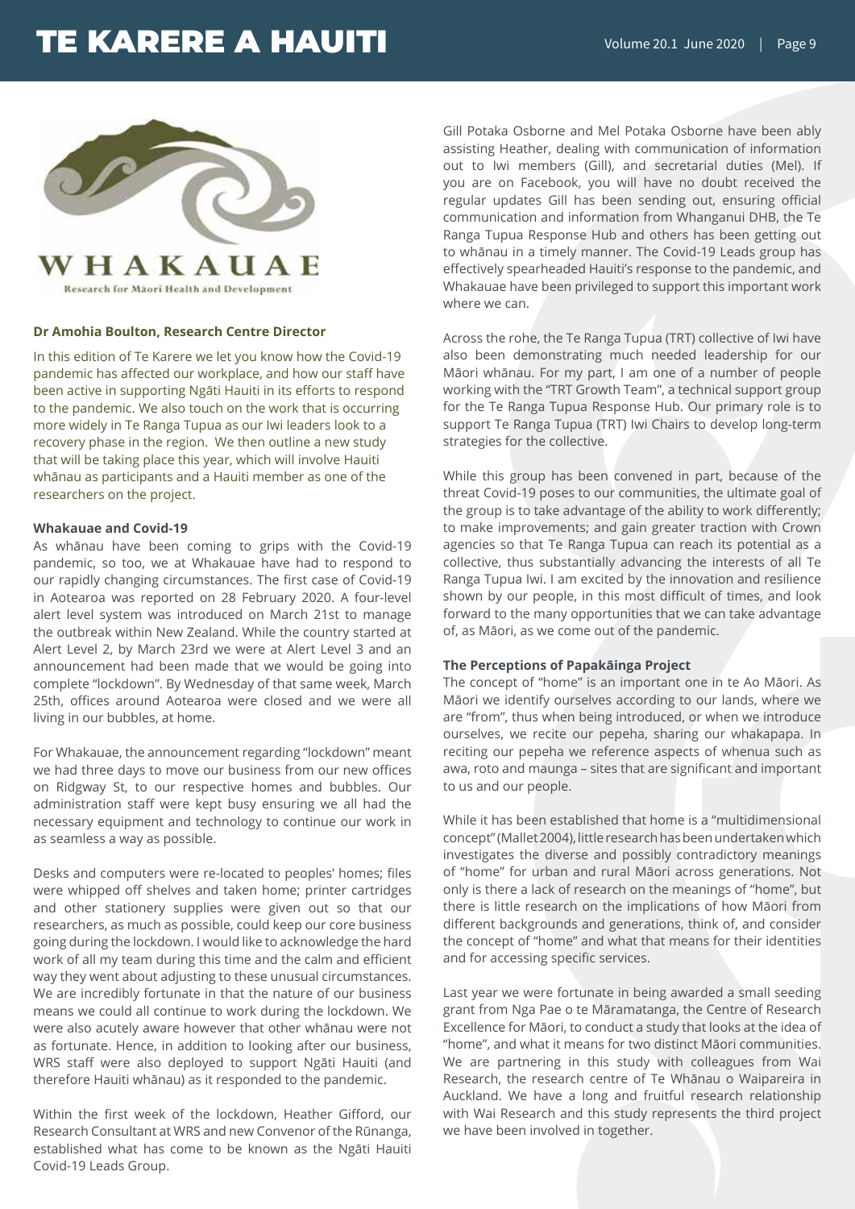WHAKAUAE

Research for Māori Health and Development

**Dr Amohia Boulton, Research Centre Director**

In this edition of Te Karere we let you know how the Covid-19 pandemic has affected our workplace, and how our staff have been active in supporting Ngāti Hauiti in its efforts to respond to the pandemic. We also touch on the work that is occurring more widely in Te Ranga Tupua as our Iwi leaders look to a recovery phase in the region. We then outline a new study that will be taking place this year, which will involve Hauiti whānau as participants and a Hauiti member as one of the researchers on the project.

**Whakauae and Covid-19**

As whānau have been coming to grips with the Covid-19 pandemic, so too, we at Whakauae have had to respond to our rapidly changing circumstances. The first case of Covid-19 in Aotearoa was reported on 28 February 2020. A four-level alert level system was introduced on March 21st to manage the outbreak within New Zealand. While the country started at Alert Level 2, by March 23rd we were at Alert Level 3 and an announcement had been made that we would be going into complete "lockdown". By Wednesday of that same week, March 25th, offices around Aotearoa were closed and we were all living in our bubbles, at home.

For Whakauae, the announcement regarding "lockdown" meant we had three days to move our business from our new offices on Ridgway St, to our respective homes and bubbles. Our administration staff were kept busy ensuring we all had the necessary equipment and technology to continue our work in as seamless a way as possible.

Desks and computers were re-located to peoples' homes; files were whipped off shelves and taken home; printer cartridges and other stationery supplies were given out so that our researchers, as much as possible, could keep our core business going during the lockdown. I would like to acknowledge the hard work of all my team during this time and the calm and efficient way they went about adjusting to these unusual circumstances. We are incredibly fortunate in that the nature of our business means we could all continue to work during the lockdown. We were also acutely aware however that other whānau were not as fortunate. Hence, in addition to looking after our business, WRS staff were also deployed to support Ngāti Hauiti (and therefore Hauiti whānau) as it responded to the pandemic.

Within the first week of the lockdown, Heather Gifford, our Research Consultant at WRS and new Convenor of the Rūnanga, established what has come to be known as the Ngāti Hauiti Covid-19 Leads Group.

Gill Potaka Osborne and Mel Potaka Osborne have been ably assisting Heather, dealing with communication of information out to Iwi members (Gill), and secretarial duties (Mel). If you are on Facebook, you will have no doubt received the regular updates Gill has been sending out, ensuring official communication and information from Whanganui DHB, the Te Ranga Tupua Response Hub and others has been getting out to whānau in a timely manner. The Covid-19 Leads group has effectively spearheaded Hauiti's response to the pandemic, and Whakauae have been privileged to support this important work where we can.

Across the rohe, the Te Ranga Tupua (TRT) collective of Iwi have also been demonstrating much needed leadership for our Māori whānau. For my part, I am one of a number of people working with the "TRT Growth Team", a technical support group for the Te Ranga Tupua Response Hub. Our primary role is to support Te Ranga Tupua (TRT) Iwi Chairs to develop long-term strategies for the collective.

While this group has been convened in part, because of the threat Covid-19 poses to our communities, the ultimate goal of the group is to take advantage of the ability to work differently; to make improvements; and gain greater traction with Crown agencies so that Te Ranga Tupua can reach its potential as a collective, thus substantially advancing the interests of all Te Ranga Tupua Iwi. I am excited by the innovation and resilience shown by our people, in this most difficult of times, and look forward to the many opportunities that we can take advantage of, as Māori, as we come out of the pandemic.

**The Perceptions of Papakāinga Project**

The concept of "home" is an important one in te Ao Māori. As Māori we identify ourselves according to our lands, where we are "from", thus when being introduced, or when we introduce ourselves, we recite our pepeha, sharing our whakapapa. In reciting our pepeha we reference aspects of whenua such as awa, roto and maunga – sites that are significant and important to us and our people.

While it has been established that home is a "multidimensional concept" (Mallet 2004), little research has been undertaken which investigates the diverse and possibly contradictory meanings of "home" for urban and rural Māori across generations. Not only is there a lack of research on the meanings of "home", but there is little research on the implications of how Māori from different backgrounds and generations, think of, and consider the concept of "home" and what that means for their identities and for accessing specific services.

Last year we were fortunate in being awarded a small seeding grant from Nga Pae o te Māramatanga, the Centre of Research Excellence for Māori, to conduct a study that looks at the idea of "home", and what it means for two distinct Māori communities. We are partnering in this study with colleagues from Wai Research, the research centre of Te Whānau o Waipareira in Auckland. We have a long and fruitful research relationship with Wai Research and this study represents the third project we have been involved in together.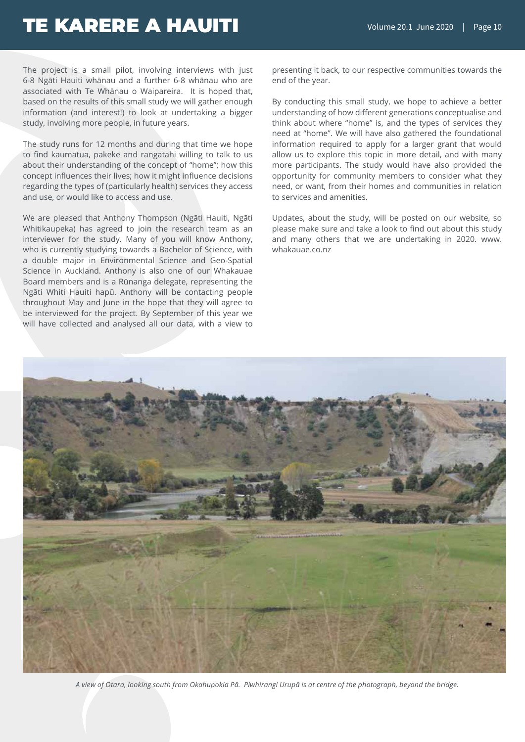The project is a small pilot, involving interviews with just 6-8 Ngāti Hauiti whānau and a further 6-8 whānau who are associated with Te Whānau o Waipareira. It is hoped that, based on the results of this small study we will gather enough information (and interest!) to look at undertaking a bigger study, involving more people, in future years.

The study runs for 12 months and during that time we hope to find kaumatua, pakeke and rangatahi willing to talk to us about their understanding of the concept of "home"; how this concept influences their lives; how it might influence decisions regarding the types of (particularly health) services they access and use, or would like to access and use.

We are pleased that Anthony Thompson (Ngāti Hauiti, Ngāti Whitikaupeka) has agreed to join the research team as an interviewer for the study. Many of you will know Anthony, who is currently studying towards a Bachelor of Science, with a double major in Environmental Science and Geo-Spatial Science in Auckland. Anthony is also one of our Whakauae Board members and is a Rūnanga delegate, representing the Ngāti Whiti Hauiti hapū. Anthony will be contacting people throughout May and June in the hope that they will agree to be interviewed for the project. By September of this year we will have collected and analysed all our data, with a view to presenting it back, to our respective communities towards the end of the year.

By conducting this small study, we hope to achieve a better understanding of how different generations conceptualise and think about where "home" is, and the types of services they need at "home". We will have also gathered the foundational information required to apply for a larger grant that would allow us to explore this topic in more detail, and with many more participants. The study would have also provided the opportunity for community members to consider what they need, or want, from their homes and communities in relation to services and amenities.

Updates, about the study, will be posted on our website, so please make sure and take a look to find out about this study and many others that we are undertaking in 2020. www.whakauae.co.nz

*A view of Otara, looking south from Okahupokia Pā. Piwhirangi Urupā is at centre of the photograph, beyond the bridge.*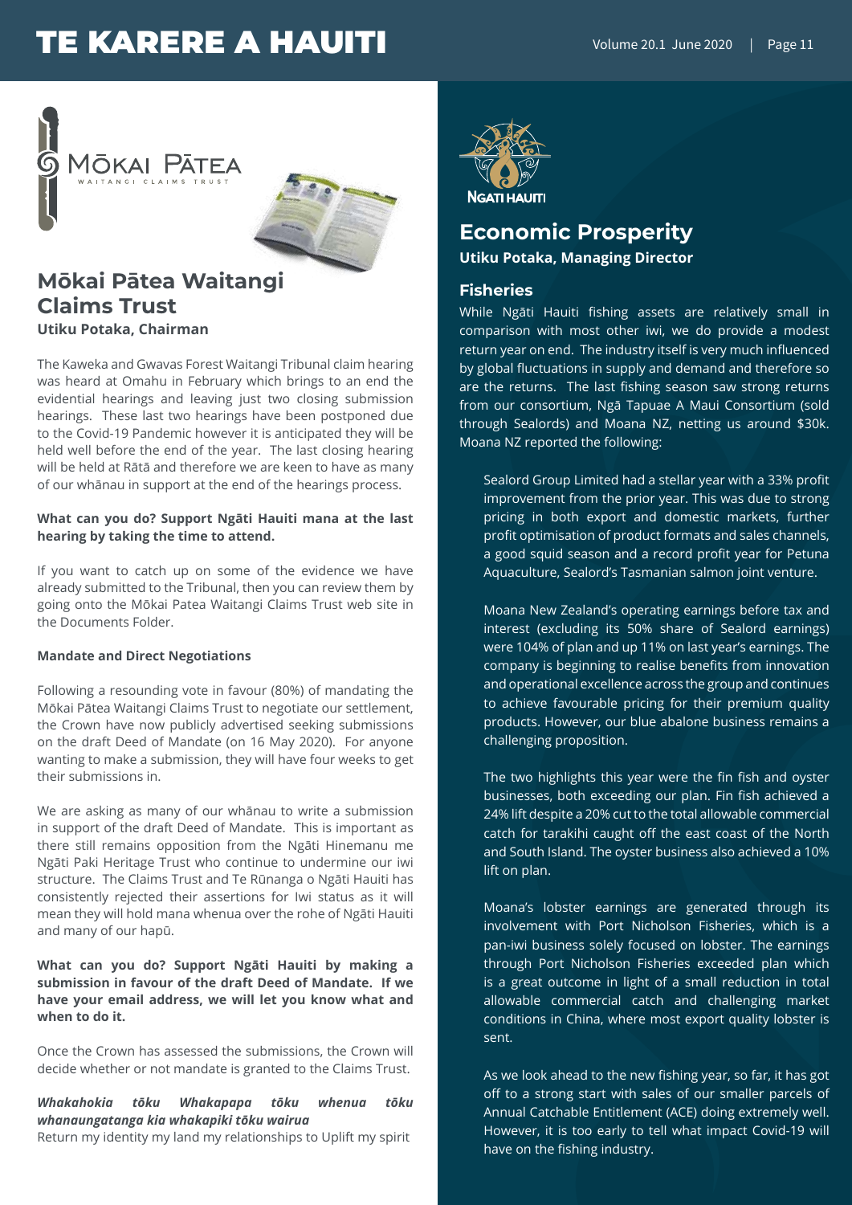## Mōkai Pātea Waitangi Claims Trust

**Utiku Potaka, Chairman**

The Kaweka and Gwavas Forest Waitangi Tribunal claim hearing was heard at Omahu in February which brings to an end the evidential hearings and leaving just two closing submission hearings. These last two hearings have been postponed due to the Covid-19 Pandemic however it is anticipated they will be held well before the end of the year. The last closing hearing will be held at Rātā and therefore we are keen to have as many of our whānau in support at the end of the hearings process.

**What can you do? Support Ngāti Hauiti mana at the last hearing by taking the time to attend.**

If you want to catch up on some of the evidence we have already submitted to the Tribunal, then you can review them by going onto the Mōkai Patea Waitangi Claims Trust web site in the Documents Folder.

**Mandate and Direct Negotiations**

Following a resounding vote in favour (80%) of mandating the Mōkai Pātea Waitangi Claims Trust to negotiate our settlement, the Crown have now publicly advertised seeking submissions on the draft Deed of Mandate (on 16 May 2020). For anyone wanting to make a submission, they will have four weeks to get their submissions in.

We are asking as many of our whānau to write a submission in support of the draft Deed of Mandate. This is important as there still remains opposition from the Ngāti Hinemanu me Ngāti Paki Heritage Trust who continue to undermine our iwi structure. The Claims Trust and Te Rūnanga o Ngāti Hauiti has consistently rejected their assertions for Iwi status as it will mean they will hold mana whenua over the rohe of Ngāti Hauiti and many of our hapū.

**What can you do? Support Ngāti Hauiti by making a submission in favour of the draft Deed of Mandate. If we have your email address, we will let you know what and when to do it.**

Once the Crown has assessed the submissions, the Crown will decide whether or not mandate is granted to the Claims Trust.

***Whakahokia tōku Whakapapa tōku whenua tōku whanaungatanga kia whakapiki tōku wairua***
Return my identity my land my relationships to Uplift my spirit

## Economic Prosperity

**Utiku Potaka, Managing Director**

### Fisheries

While Ngāti Hauiti fishing assets are relatively small in comparison with most other iwi, we do provide a modest return year on end. The industry itself is very much influenced by global fluctuations in supply and demand and therefore so are the returns. The last fishing season saw strong returns from our consortium, Ngā Tapuae A Maui Consortium (sold through Sealords) and Moana NZ, netting us around $30k. Moana NZ reported the following:

> Sealord Group Limited had a stellar year with a 33% profit improvement from the prior year. This was due to strong pricing in both export and domestic markets, further profit optimisation of product formats and sales channels, a good squid season and a record profit year for Petuna Aquaculture, Sealord's Tasmanian salmon joint venture.
>
> Moana New Zealand's operating earnings before tax and interest (excluding its 50% share of Sealord earnings) were 104% of plan and up 11% on last year's earnings. The company is beginning to realise benefits from innovation and operational excellence across the group and continues to achieve favourable pricing for their premium quality products. However, our blue abalone business remains a challenging proposition.
>
> The two highlights this year were the fin fish and oyster businesses, both exceeding our plan. Fin fish achieved a 24% lift despite a 20% cut to the total allowable commercial catch for tarakihi caught off the east coast of the North and South Island. The oyster business also achieved a 10% lift on plan.
>
> Moana's lobster earnings are generated through its involvement with Port Nicholson Fisheries, which is a pan-iwi business solely focused on lobster. The earnings through Port Nicholson Fisheries exceeded plan which is a great outcome in light of a small reduction in total allowable commercial catch and challenging market conditions in China, where most export quality lobster is sent.
>
> As we look ahead to the new fishing year, so far, it has got off to a strong start with sales of our smaller parcels of Annual Catchable Entitlement (ACE) doing extremely well. However, it is too early to tell what impact Covid-19 will have on the fishing industry.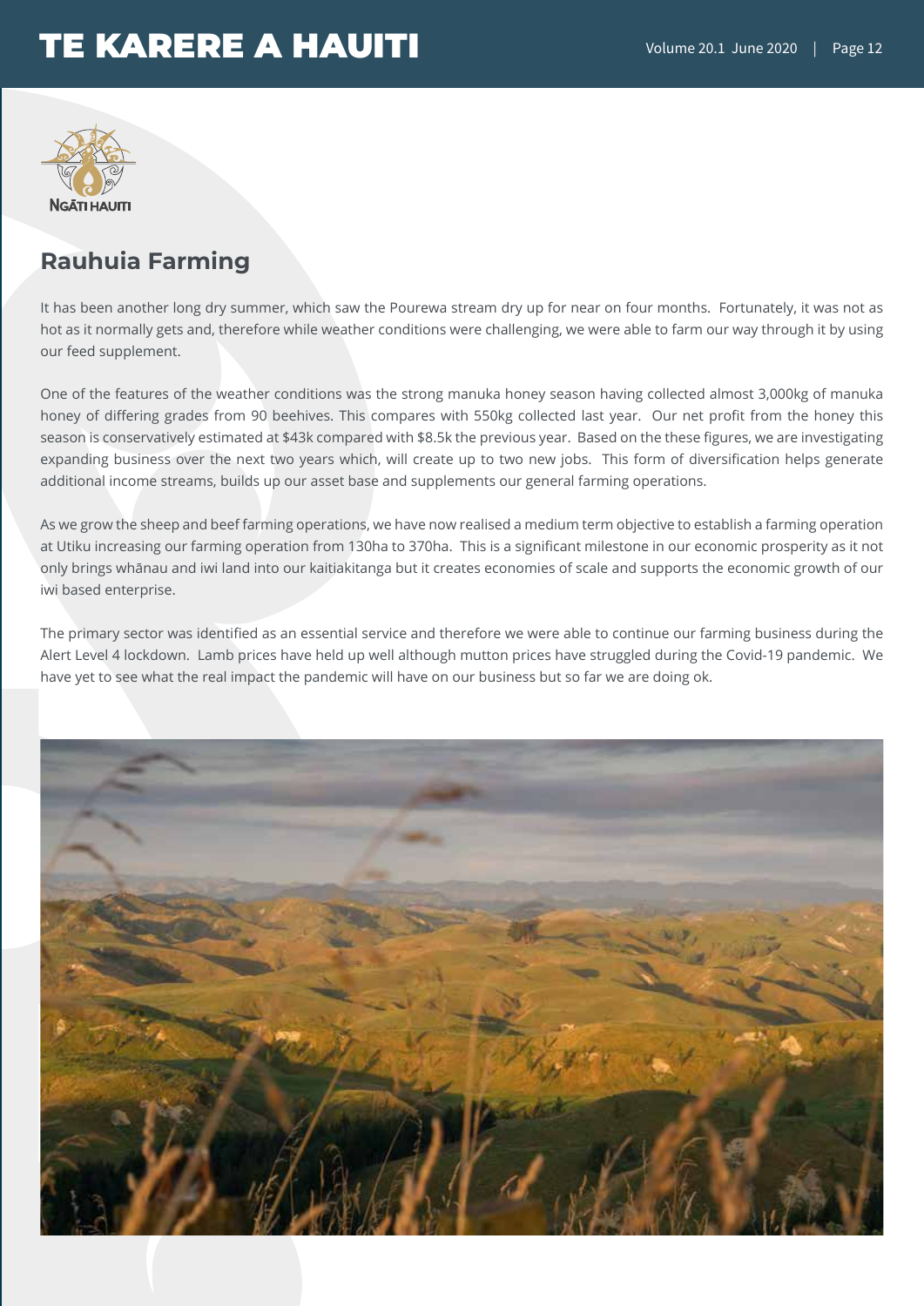NGĀTI HAUITI

## Rauhuia Farming

It has been another long dry summer, which saw the Pourewa stream dry up for near on four months. Fortunately, it was not as hot as it normally gets and, therefore while weather conditions were challenging, we were able to farm our way through it by using our feed supplement.

One of the features of the weather conditions was the strong manuka honey season having collected almost 3,000kg of manuka honey of differing grades from 90 beehives. This compares with 550kg collected last year. Our net profit from the honey this season is conservatively estimated at $43k compared with $8.5k the previous year. Based on the these figures, we are investigating expanding business over the next two years which, will create up to two new jobs. This form of diversification helps generate additional income streams, builds up our asset base and supplements our general farming operations.

As we grow the sheep and beef farming operations, we have now realised a medium term objective to establish a farming operation at Utiku increasing our farming operation from 130ha to 370ha. This is a significant milestone in our economic prosperity as it not only brings whānau and iwi land into our kaitiakitanga but it creates economies of scale and supports the economic growth of our iwi based enterprise.

The primary sector was identified as an essential service and therefore we were able to continue our farming business during the Alert Level 4 lockdown. Lamb prices have held up well although mutton prices have struggled during the Covid-19 pandemic. We have yet to see what the real impact the pandemic will have on our business but so far we are doing ok.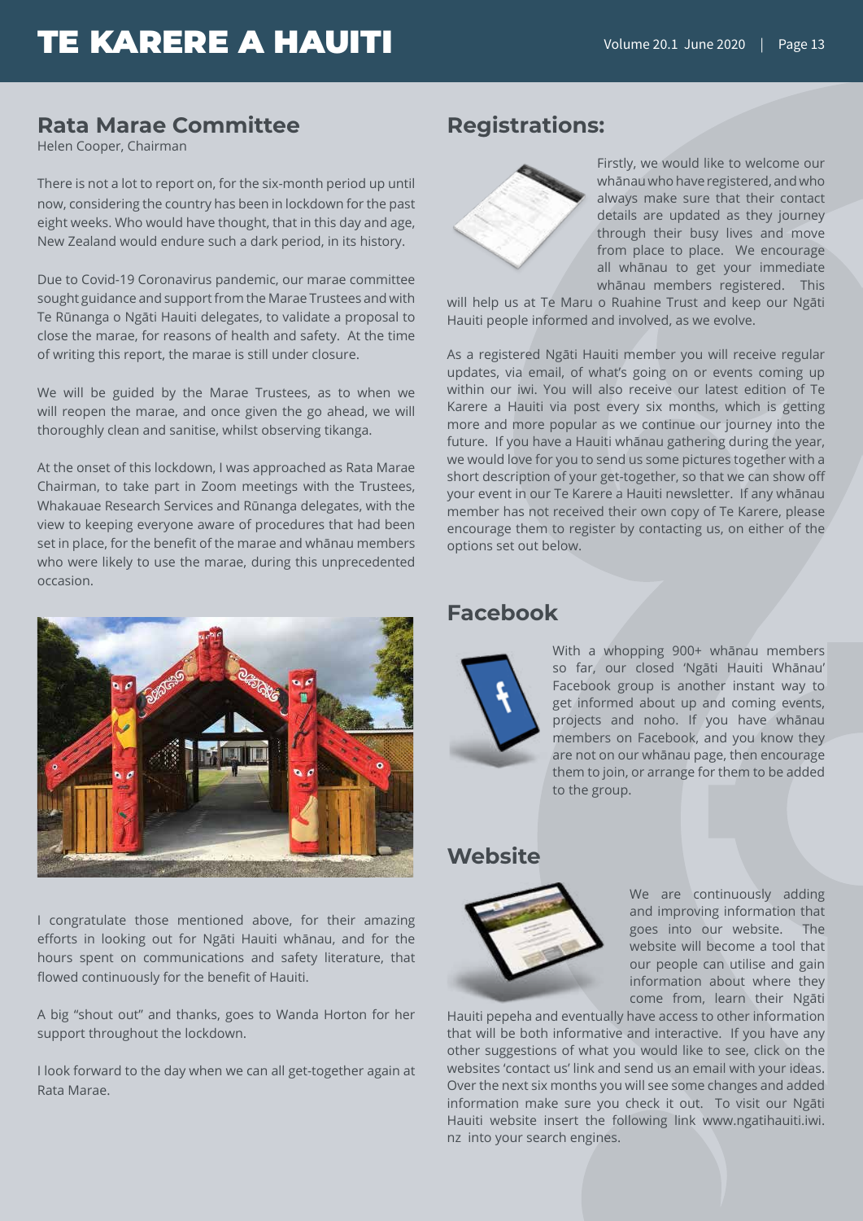## Rata Marae Committee

Helen Cooper, Chairman

There is not a lot to report on, for the six-month period up until now, considering the country has been in lockdown for the past eight weeks. Who would have thought, that in this day and age, New Zealand would endure such a dark period, in its history.

Due to Covid-19 Coronavirus pandemic, our marae committee sought guidance and support from the Marae Trustees and with Te Rūnanga o Ngāti Hauiti delegates, to validate a proposal to close the marae, for reasons of health and safety. At the time of writing this report, the marae is still under closure.

We will be guided by the Marae Trustees, as to when we will reopen the marae, and once given the go ahead, we will thoroughly clean and sanitise, whilst observing tikanga.

At the onset of this lockdown, I was approached as Rata Marae Chairman, to take part in Zoom meetings with the Trustees, Whakauae Research Services and Rūnanga delegates, with the view to keeping everyone aware of procedures that had been set in place, for the benefit of the marae and whānau members who were likely to use the marae, during this unprecedented occasion.

I congratulate those mentioned above, for their amazing efforts in looking out for Ngāti Hauiti whānau, and for the hours spent on communications and safety literature, that flowed continuously for the benefit of Hauiti.

A big "shout out" and thanks, goes to Wanda Horton for her support throughout the lockdown.

I look forward to the day when we can all get-together again at Rata Marae.

## Registrations:

Firstly, we would like to welcome our whānau who have registered, and who always make sure that their contact details are updated as they journey through their busy lives and move from place to place. We encourage all whānau to get your immediate whānau members registered. This will help us at Te Maru o Ruahine Trust and keep our Ngāti Hauiti people informed and involved, as we evolve.

As a registered Ngāti Hauiti member you will receive regular updates, via email, of what's going on or events coming up within our iwi. You will also receive our latest edition of Te Karere a Hauiti via post every six months, which is getting more and more popular as we continue our journey into the future. If you have a Hauiti whānau gathering during the year, we would love for you to send us some pictures together with a short description of your get-together, so that we can show off your event in our Te Karere a Hauiti newsletter. If any whānau member has not received their own copy of Te Karere, please encourage them to register by contacting us, on either of the options set out below.

## Facebook

With a whopping 900+ whānau members so far, our closed 'Ngāti Hauiti Whānau' Facebook group is another instant way to get informed about up and coming events, projects and noho. If you have whānau members on Facebook, and you know they are not on our whānau page, then encourage them to join, or arrange for them to be added to the group.

## Website

We are continuously adding and improving information that goes into our website. The website will become a tool that our people can utilise and gain information about where they come from, learn their Ngāti Hauiti pepeha and eventually have access to other information that will be both informative and interactive. If you have any other suggestions of what you would like to see, click on the websites 'contact us' link and send us an email with your ideas. Over the next six months you will see some changes and added information make sure you check it out. To visit our Ngāti Hauiti website insert the following link www.ngatihauiti.iwi.nz into your search engines.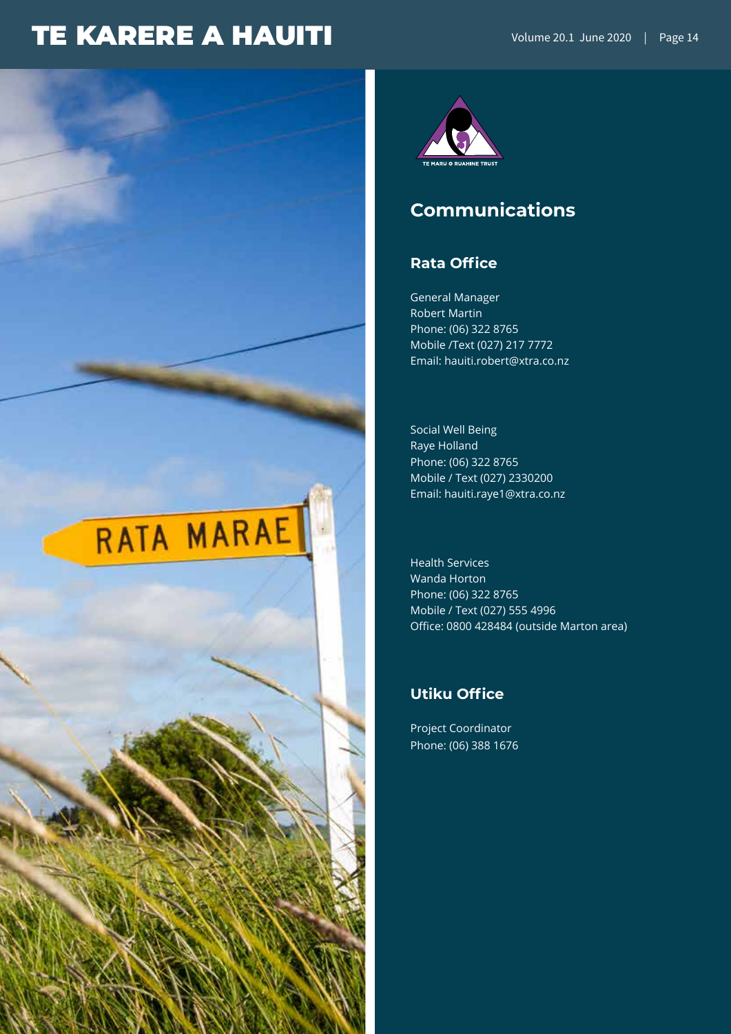## Communications

### Rata Office

General Manager
Robert Martin
Phone: (06) 322 8765
Mobile /Text (027) 217 7772
Email: hauiti.robert@xtra.co.nz

Social Well Being
Raye Holland
Phone: (06) 322 8765
Mobile / Text (027) 2330200
Email: hauiti.raye1@xtra.co.nz

Health Services
Wanda Horton
Phone: (06) 322 8765
Mobile / Text (027) 555 4996
Office: 0800 428484 (outside Marton area)

### Utiku Office

Project Coordinator
Phone: (06) 388 1676